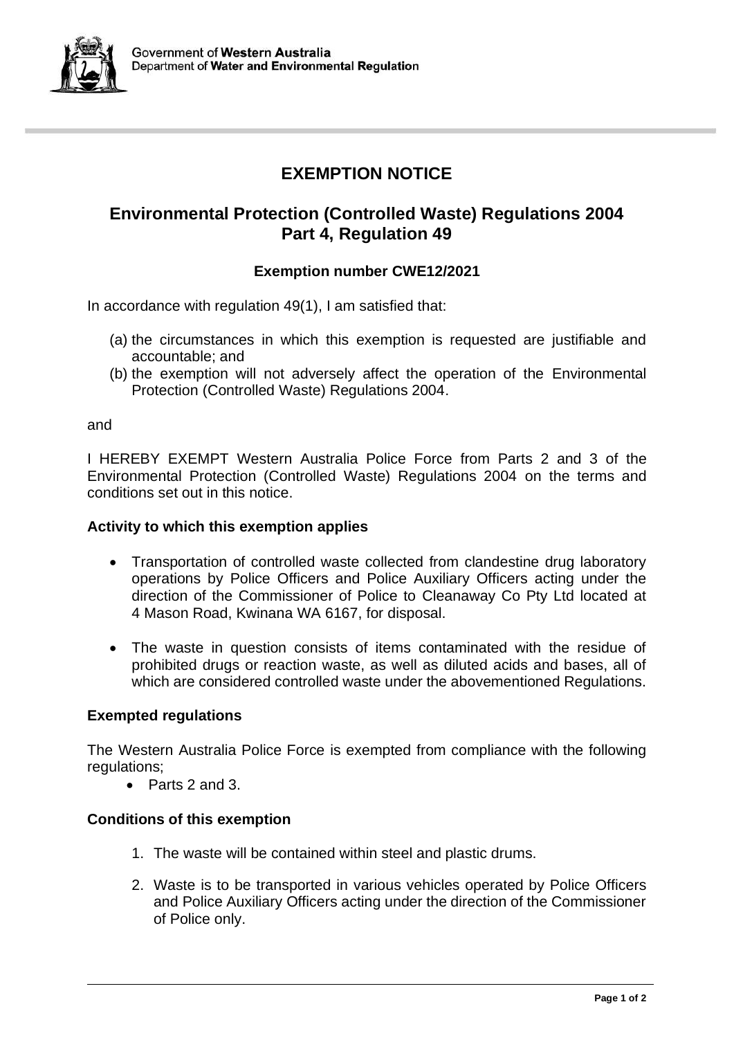Government of **Western Australia**
Department of **Water and Environmental Regulation**

# EXEMPTION NOTICE

## Environmental Protection (Controlled Waste) Regulations 2004 Part 4, Regulation 49

### Exemption number CWE12/2021

In accordance with regulation 49(1), I am satisfied that:

(a) the circumstances in which this exemption is requested are justifiable and accountable; and
(b) the exemption will not adversely affect the operation of the Environmental Protection (Controlled Waste) Regulations 2004.

and

I HEREBY EXEMPT Western Australia Police Force from Parts 2 and 3 of the Environmental Protection (Controlled Waste) Regulations 2004 on the terms and conditions set out in this notice.

**Activity to which this exemption applies**

- Transportation of controlled waste collected from clandestine drug laboratory operations by Police Officers and Police Auxiliary Officers acting under the direction of the Commissioner of Police to Cleanaway Co Pty Ltd located at 4 Mason Road, Kwinana WA 6167, for disposal.
- The waste in question consists of items contaminated with the residue of prohibited drugs or reaction waste, as well as diluted acids and bases, all of which are considered controlled waste under the abovementioned Regulations.

**Exempted regulations**

The Western Australia Police Force is exempted from compliance with the following regulations;

- Parts 2 and 3.

**Conditions of this exemption**

1. The waste will be contained within steel and plastic drums.
2. Waste is to be transported in various vehicles operated by Police Officers and Police Auxiliary Officers acting under the direction of the Commissioner of Police only.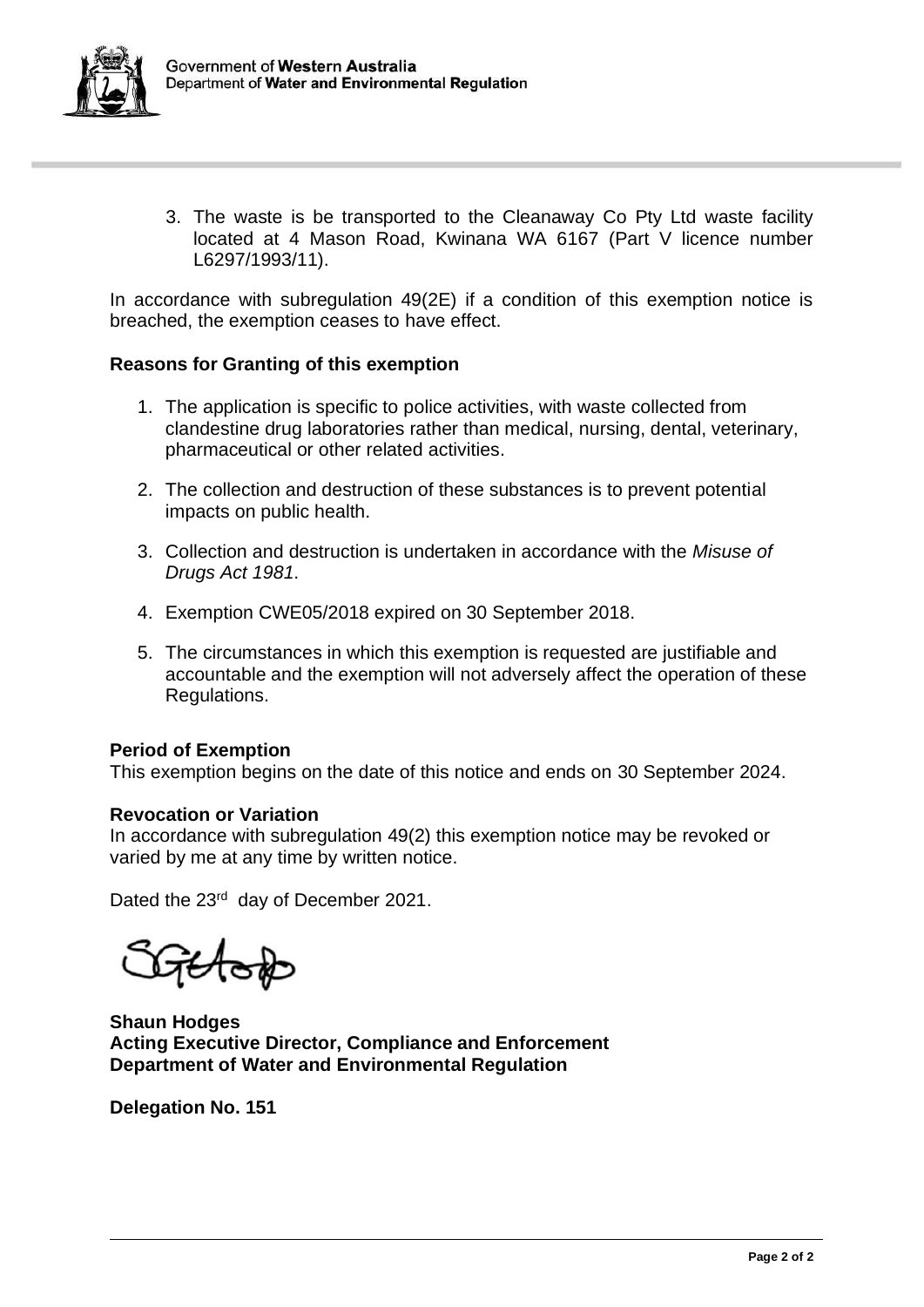3. The waste is be transported to the Cleanaway Co Pty Ltd waste facility located at 4 Mason Road, Kwinana WA 6167 (Part V licence number L6297/1993/11).

In accordance with subregulation 49(2E) if a condition of this exemption notice is breached, the exemption ceases to have effect.

**Reasons for Granting of this exemption**

1. The application is specific to police activities, with waste collected from clandestine drug laboratories rather than medical, nursing, dental, veterinary, pharmaceutical or other related activities.

2. The collection and destruction of these substances is to prevent potential impacts on public health.

3. Collection and destruction is undertaken in accordance with the *Misuse of Drugs Act 1981*.

4. Exemption CWE05/2018 expired on 30 September 2018.

5. The circumstances in which this exemption is requested are justifiable and accountable and the exemption will not adversely affect the operation of these Regulations.

**Period of Exemption**
This exemption begins on the date of this notice and ends on 30 September 2024.

**Revocation or Variation**
In accordance with subregulation 49(2) this exemption notice may be revoked or varied by me at any time by written notice.

Dated the 23rd day of December 2021.

**Shaun Hodges**
**Acting Executive Director, Compliance and Enforcement**
**Department of Water and Environmental Regulation**

**Delegation No. 151**